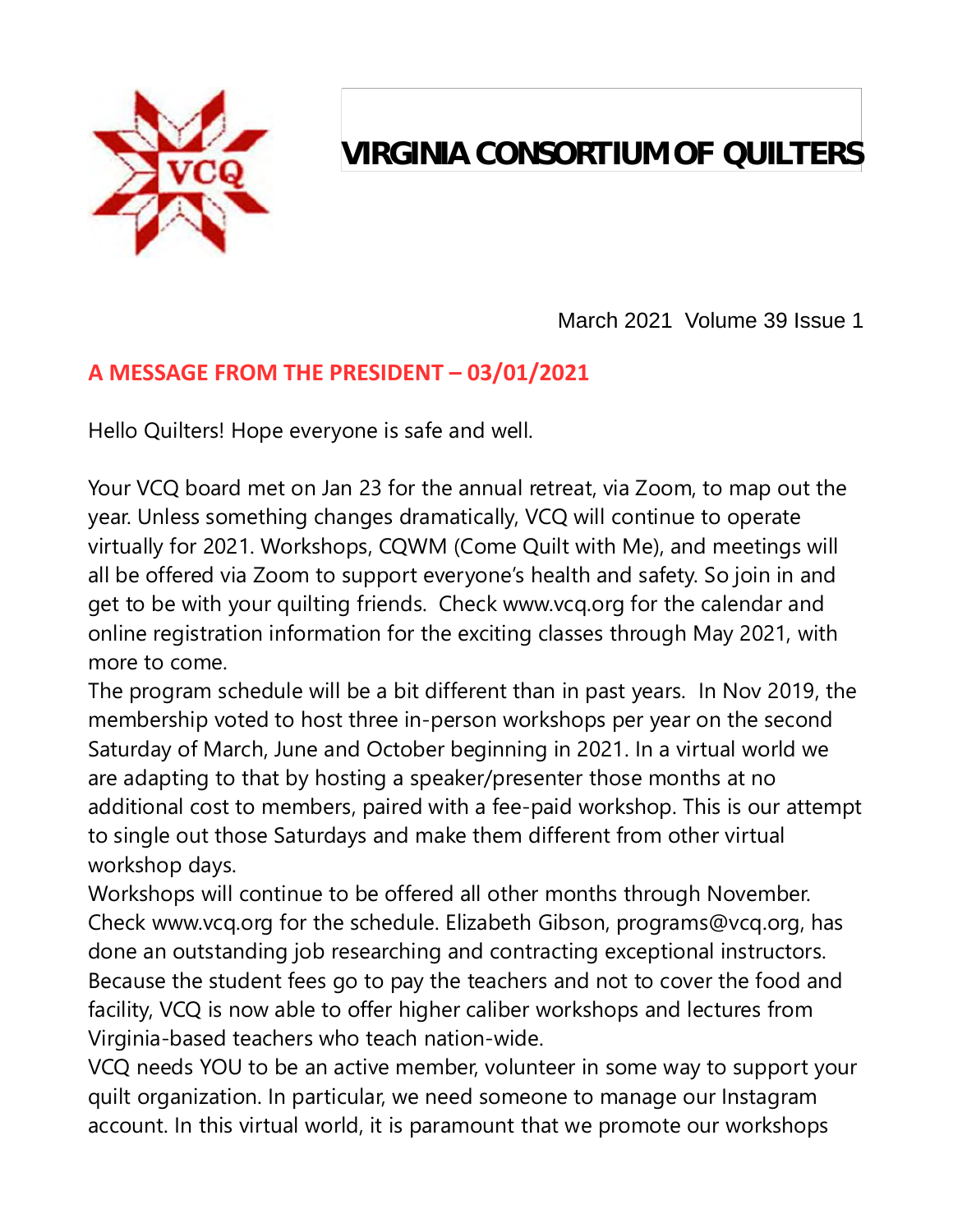# VIRGINIA CONSORTIUM OF QUILTERS

March 2021 Volume 39 Issue 1

## A MESSAGE FROM THE PRESIDENT – 03/01/2021

Hello Quilters! Hope everyone is safe and well.

Your VCQ board met on Jan 23 for the annual retreat, via Zoom, to map out the year. Unless something changes dramatically, VCQ will continue to operate virtually for 2021. Workshops, CQWM (Come Quilt with Me), and meetings will all be offered via Zoom to support everyone's health and safety. So join in and get to be with your quilting friends. Check www.vcq.org for the calendar and online registration information for the exciting classes through May 2021, with more to come.

The program schedule will be a bit different than in past years. In Nov 2019, the membership voted to host three in-person workshops per year on the second Saturday of March, June and October beginning in 2021. In a virtual world we are adapting to that by hosting a speaker/presenter those months at no additional cost to members, paired with a fee-paid workshop. This is our attempt to single out those Saturdays and make them different from other virtual workshop days.

Workshops will continue to be offered all other months through November. Check www.vcq.org for the schedule. Elizabeth Gibson, programs@vcq.org, has done an outstanding job researching and contracting exceptional instructors. Because the student fees go to pay the teachers and not to cover the food and facility, VCQ is now able to offer higher caliber workshops and lectures from Virginia-based teachers who teach nation-wide.

VCQ needs YOU to be an active member, volunteer in some way to support your quilt organization. In particular, we need someone to manage our Instagram account. In this virtual world, it is paramount that we promote our workshops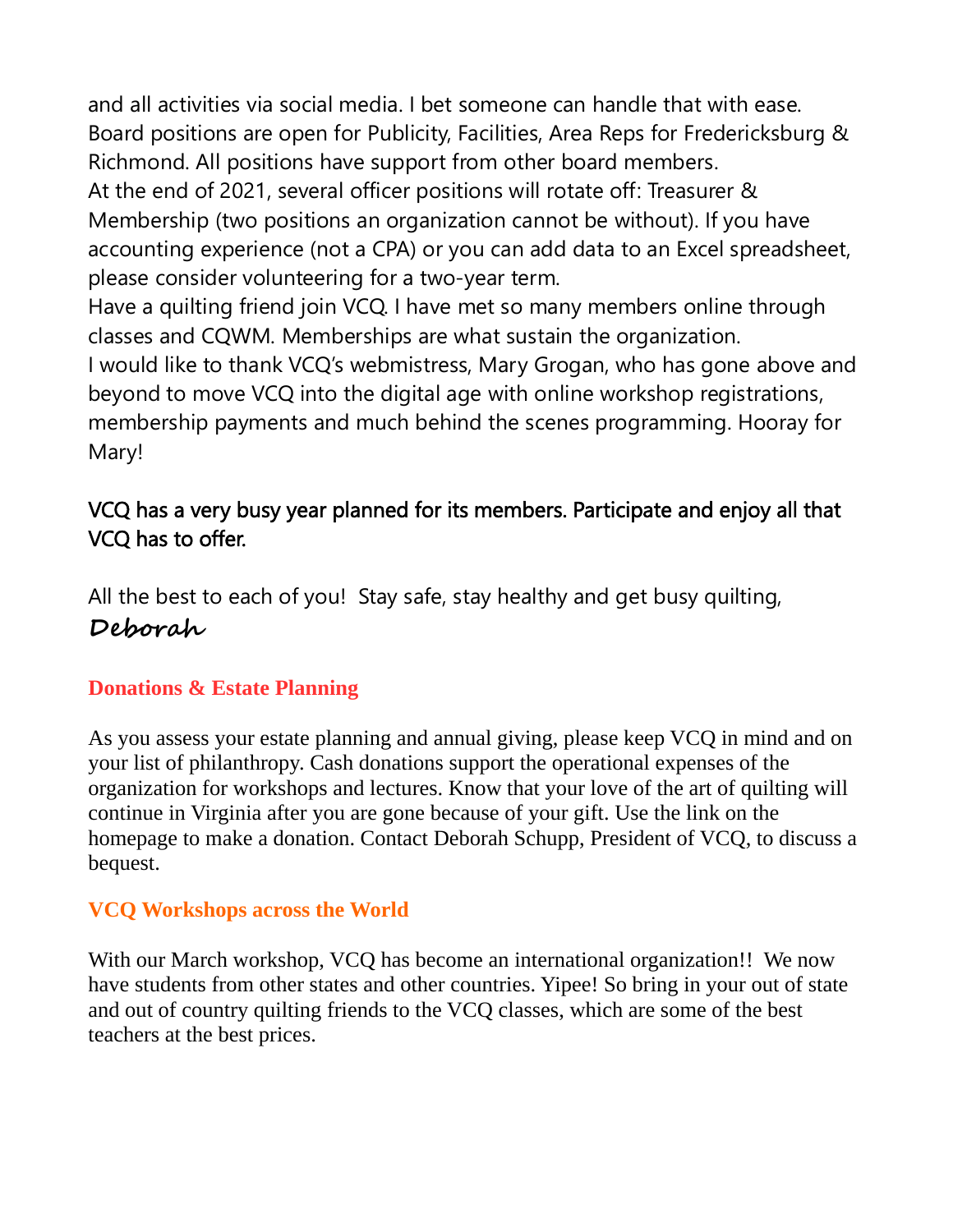and all activities via social media. I bet someone can handle that with ease. Board positions are open for Publicity, Facilities, Area Reps for Fredericksburg & Richmond. All positions have support from other board members.

At the end of 2021, several officer positions will rotate off: Treasurer & Membership (two positions an organization cannot be without). If you have accounting experience (not a CPA) or you can add data to an Excel spreadsheet, please consider volunteering for a two-year term.

Have a quilting friend join VCQ. I have met so many members online through classes and CQWM. Memberships are what sustain the organization.

I would like to thank VCQ's webmistress, Mary Grogan, who has gone above and beyond to move VCQ into the digital age with online workshop registrations, membership payments and much behind the scenes programming. Hooray for Mary!

VCQ has a very busy year planned for its members. Participate and enjoy all that VCQ has to offer.

All the best to each of you! Stay safe, stay healthy and get busy quilting,

*Deborah*

## Donations & Estate Planning

As you assess your estate planning and annual giving, please keep VCQ in mind and on your list of philanthropy. Cash donations support the operational expenses of the organization for workshops and lectures. Know that your love of the art of quilting will continue in Virginia after you are gone because of your gift. Use the link on the homepage to make a donation. Contact Deborah Schupp, President of VCQ, to discuss a bequest.

## VCQ Workshops across the World

With our March workshop, VCQ has become an international organization!! We now have students from other states and other countries. Yipee! So bring in your out of state and out of country quilting friends to the VCQ classes, which are some of the best teachers at the best prices.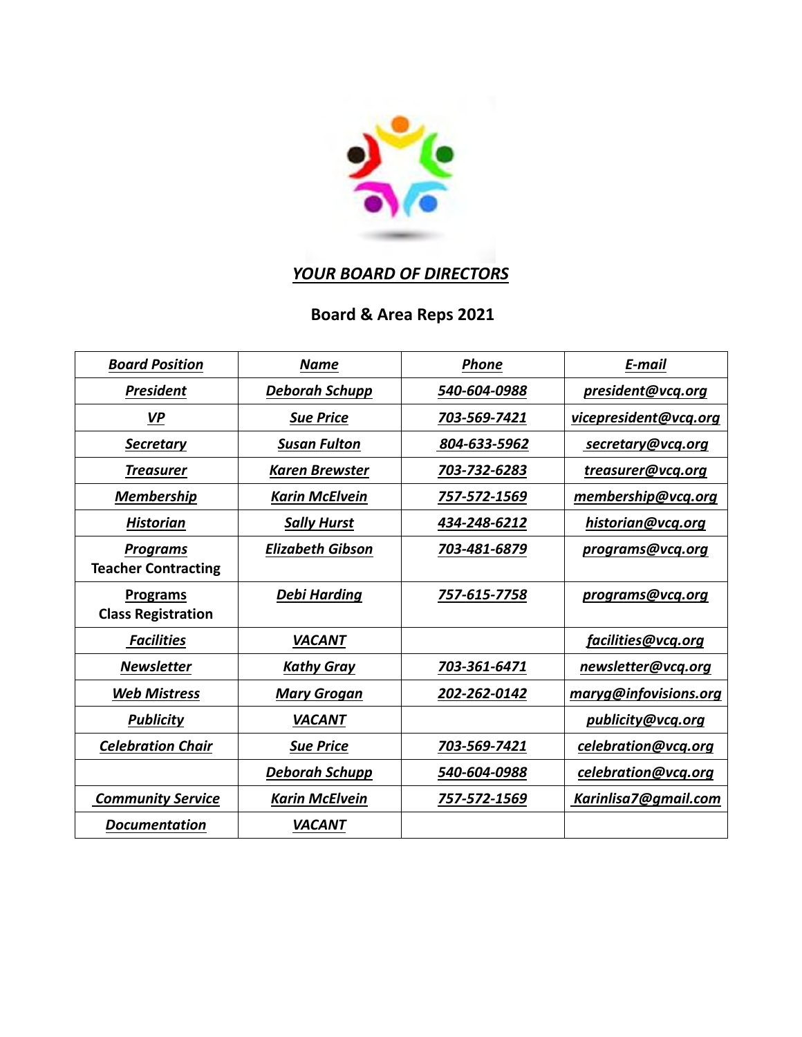## *YOUR BOARD OF DIRECTORS*

### Board & Area Reps 2021

| *Board Position* | *Name* | *Phone* | *E-mail* |
|---|---|---|---|
| *President* | *Deborah Schupp* | *540-604-0988* | *president@vcq.org* |
| *VP* | *Sue Price* | *703-569-7421* | *vicepresident@vcq.org* |
| *Secretary* | *Susan Fulton* | *804-633-5962* | *secretary@vcq.org* |
| *Treasurer* | *Karen Brewster* | *703-732-6283* | *treasurer@vcq.org* |
| *Membership* | *Karin McElvein* | *757-572-1569* | *membership@vcq.org* |
| *Historian* | *Sally Hurst* | *434-248-6212* | *historian@vcq.org* |
| *Programs* **Teacher Contracting** | *Elizabeth Gibson* | *703-481-6879* | *programs@vcq.org* |
| **Programs Class Registration** | *Debi Harding* | *757-615-7758* | *programs@vcq.org* |
| *Facilities* | *VACANT* | | *facilities@vcq.org* |
| *Newsletter* | *Kathy Gray* | *703-361-6471* | *newsletter@vcq.org* |
| *Web Mistress* | *Mary Grogan* | *202-262-0142* | *maryg@infovisions.org* |
| *Publicity* | *VACANT* | | *publicity@vcq.org* |
| *Celebration Chair* | *Sue Price* | *703-569-7421* | *celebration@vcq.org* |
| | *Deborah Schupp* | *540-604-0988* | *celebration@vcq.org* |
| *Community Service* | *Karin McElvein* | *757-572-1569* | *Karinlisa7@gmail.com* |
| *Documentation* | *VACANT* | | |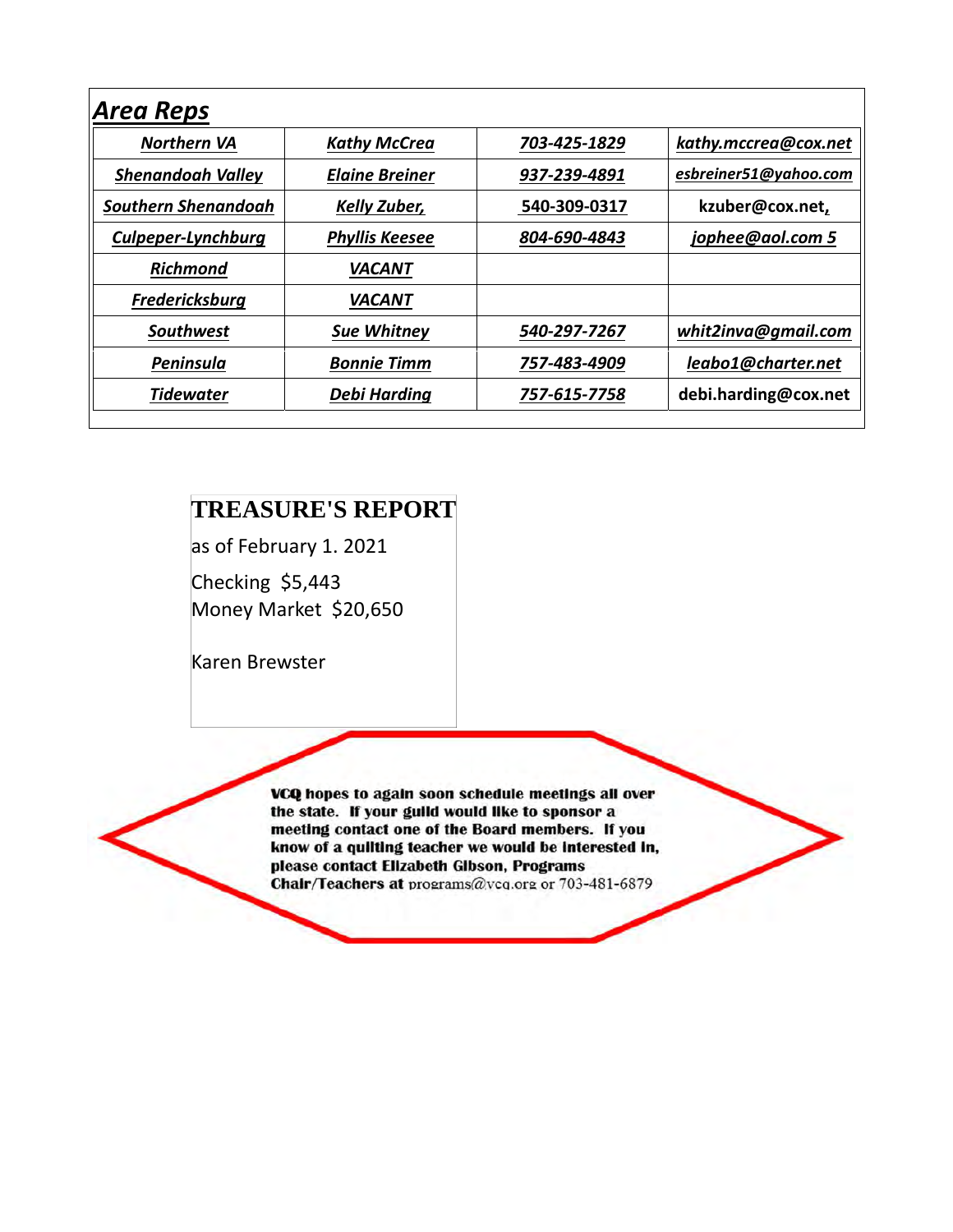## *Area Reps*

| | | | |
|---|---|---|---|
| ***Northern VA*** | ***Kathy McCrea*** | ***703-425-1829*** | ***kathy.mccrea@cox.net*** |
| ***Shenandoah Valley*** | ***Elaine Breiner*** | ***937-239-4891*** | ***esbreiner51@yahoo.com*** |
| ***Southern Shenandoah*** | ***Kelly Zuber,*** | **540-309-0317** | **kzuber@cox.net,** |
| ***Culpeper-Lynchburg*** | ***Phyllis Keesee*** | ***804-690-4843*** | ***jophee@aol.com 5*** |
| ***Richmond*** | ***VACANT*** | | |
| ***Fredericksburg*** | ***VACANT*** | | |
| ***Southwest*** | ***Sue Whitney*** | ***540-297-7267*** | ***whit2inva@gmail.com*** |
| ***Peninsula*** | ***Bonnie Timm*** | ***757-483-4909*** | ***leabo1@charter.net*** |
| ***Tidewater*** | ***Debi Harding*** | ***757-615-7758*** | **debi.harding@cox.net** |

## TREASURE'S REPORT

as of February 1. 2021

Checking $5,443
Money Market $20,650

Karen Brewster

**VCQ hopes to again soon schedule meetings all over the state. If your guild would like to sponsor a meeting contact one of the Board members. If you know of a quilting teacher we would be interested in, please contact Elizabeth Gibson, Programs Chair/Teachers at** programs@vcq.org or 703-481-6879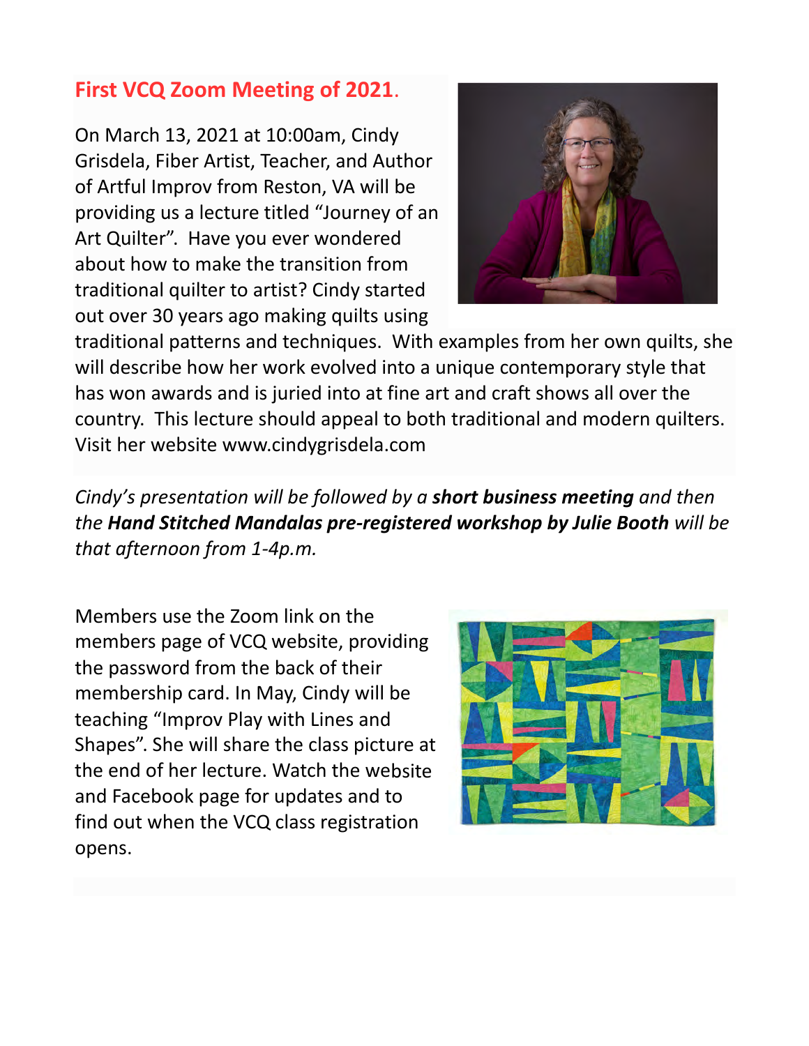## First VCQ Zoom Meeting of 2021.

On March 13, 2021 at 10:00am, Cindy Grisdela, Fiber Artist, Teacher, and Author of Artful Improv from Reston, VA will be providing us a lecture titled "Journey of an Art Quilter". Have you ever wondered about how to make the transition from traditional quilter to artist? Cindy started out over 30 years ago making quilts using traditional patterns and techniques. With examples from her own quilts, she will describe how her work evolved into a unique contemporary style that has won awards and is juried into at fine art and craft shows all over the country. This lecture should appeal to both traditional and modern quilters. Visit her website www.cindygrisdela.com

*Cindy's presentation will be followed by a **short business meeting** and then the **Hand Stitched Mandalas pre-registered workshop by Julie Booth** will be that afternoon from 1-4p.m.*

Members use the Zoom link on the members page of VCQ website, providing the password from the back of their membership card. In May, Cindy will be teaching "Improv Play with Lines and Shapes". She will share the class picture at the end of her lecture. Watch the website and Facebook page for updates and to find out when the VCQ class registration opens.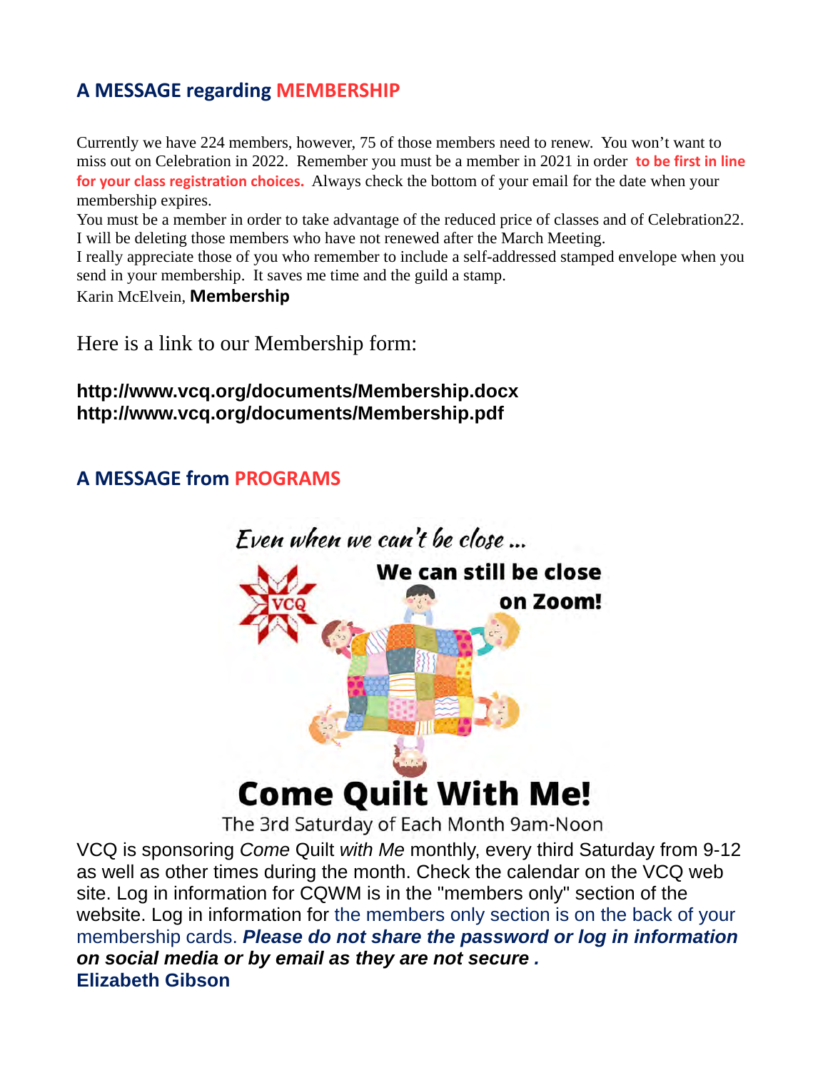## A MESSAGE regarding MEMBERSHIP

Currently we have 224 members, however, 75 of those members need to renew. You won't want to miss out on Celebration in 2022. Remember you must be a member in 2021 in order **to be first in line for your class registration choices.** Always check the bottom of your email for the date when your membership expires.

You must be a member in order to take advantage of the reduced price of classes and of Celebration22. I will be deleting those members who have not renewed after the March Meeting.

I really appreciate those of you who remember to include a self-addressed stamped envelope when you send in your membership. It saves me time and the guild a stamp.

Karin McElvein, **Membership**

Here is a link to our Membership form:

**http://www.vcq.org/documents/Membership.docx**
**http://www.vcq.org/documents/Membership.pdf**

## A MESSAGE from PROGRAMS

*Even when we can't be close ...*

**We can still be close on Zoom!**

VCQ

# Come Quilt With Me!

The 3rd Saturday of Each Month 9am-Noon

VCQ is sponsoring *Come* Quilt *with Me* monthly, every third Saturday from 9-12 as well as other times during the month. Check the calendar on the VCQ web site. Log in information for CQWM is in the "members only" section of the website. Log in information for the members only section is on the back of your membership cards. ***Please do not share the password or log in information on social media or by email as they are not secure .***

**Elizabeth Gibson**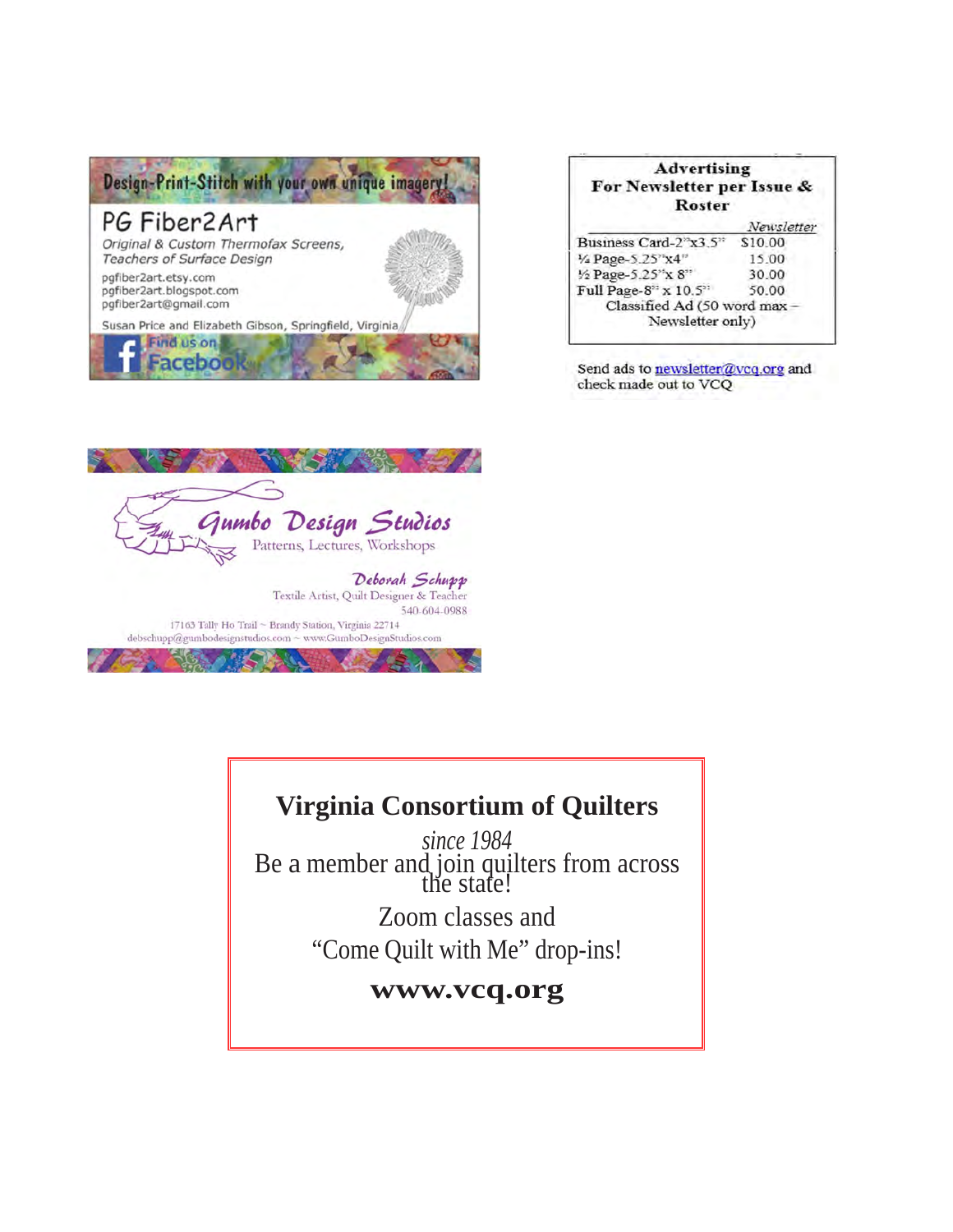Design-Print-Stitch with your own unique imagery!

**PG Fiber2Art**

*Original & Custom Thermofax Screens,*
*Teachers of Surface Design*

pgfiber2art.etsy.com
pgfiber2art.blogspot.com
pgfiber2art@gmail.com

Susan Price and Elizabeth Gibson, Springfield, Virginia

Find us on Facebook

**Advertising For Newsletter per Issue & Roster**

| | *Newsletter* |
|---|---|
| Business Card-2"x3.5" | $10.00 |
| ¼ Page-5.25"x4" | 15.00 |
| ½ Page-5.25"x 8" | 30.00 |
| Full Page-8" x 10.5" | 50.00 |

Classified Ad (50 word max – Newsletter only)

Send ads to newsletter@vcq.org and check made out to VCQ

*Gumbo Design Studios*

Patterns, Lectures, Workshops

*Deborah Schupp*
Textile Artist, Quilt Designer & Teacher
540-604-0988

17163 Tally Ho Trail ~ Brandy Station, Virginia 22714
debschupp@gumbodesignstudios.com ~ www.GumboDesignStudios.com

**Virginia Consortium of Quilters**

*since 1984*

Be a member and join quilters from across the state!

Zoom classes and

"Come Quilt with Me" drop-ins!

**www.vcq.org**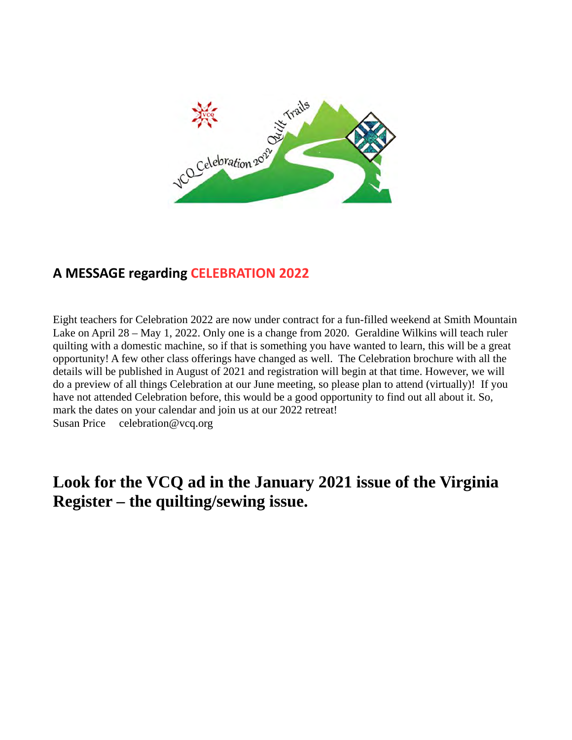## A MESSAGE regarding CELEBRATION 2022

Eight teachers for Celebration 2022 are now under contract for a fun-filled weekend at Smith Mountain Lake on April 28 – May 1, 2022. Only one is a change from 2020. Geraldine Wilkins will teach ruler quilting with a domestic machine, so if that is something you have wanted to learn, this will be a great opportunity! A few other class offerings have changed as well. The Celebration brochure with all the details will be published in August of 2021 and registration will begin at that time. However, we will do a preview of all things Celebration at our June meeting, so please plan to attend (virtually)! If you have not attended Celebration before, this would be a good opportunity to find out all about it. So, mark the dates on your calendar and join us at our 2022 retreat!
Susan Price celebration@vcq.org

## Look for the VCQ ad in the January 2021 issue of the Virginia Register – the quilting/sewing issue.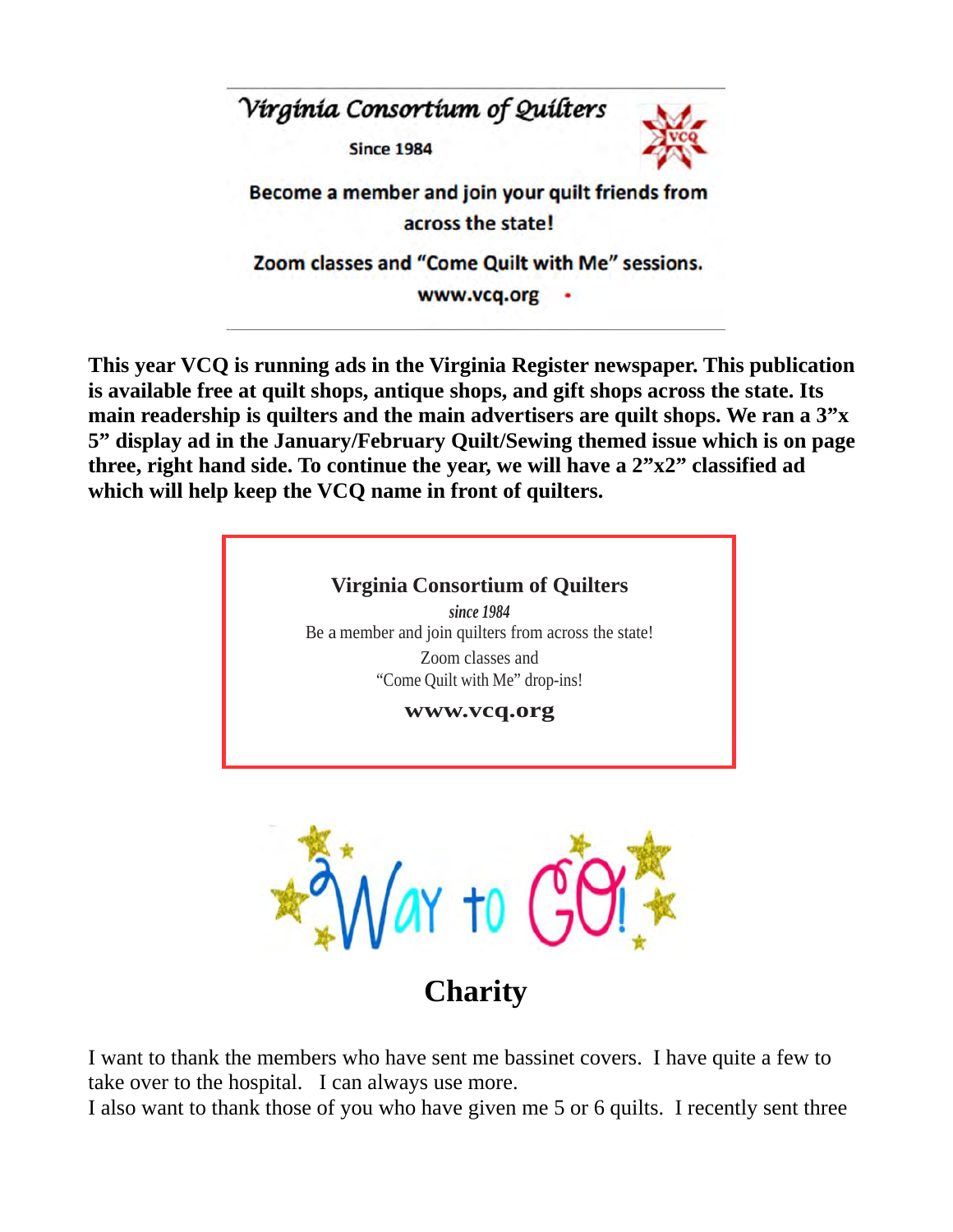Virginia Consortium of Quilters

Since 1984

Become a member and join your quilt friends from across the state!

Zoom classes and "Come Quilt with Me" sessions.

www.vcq.org

**This year VCQ is running ads in the Virginia Register newspaper. This publication is available free at quilt shops, antique shops, and gift shops across the state. Its main readership is quilters and the main advertisers are quilt shops. We ran a 3"x 5" display ad in the January/February Quilt/Sewing themed issue which is on page three, right hand side. To continue the year, we will have a 2"x2" classified ad which will help keep the VCQ name in front of quilters.**

**Virginia Consortium of Quilters**
*since 1984*
Be a member and join quilters from across the state!
Zoom classes and
"Come Quilt with Me" drop-ins!
**www.vcq.org**

Way to GO!

## Charity

I want to thank the members who have sent me bassinet covers. I have quite a few to take over to the hospital. I can always use more.
I also want to thank those of you who have given me 5 or 6 quilts. I recently sent three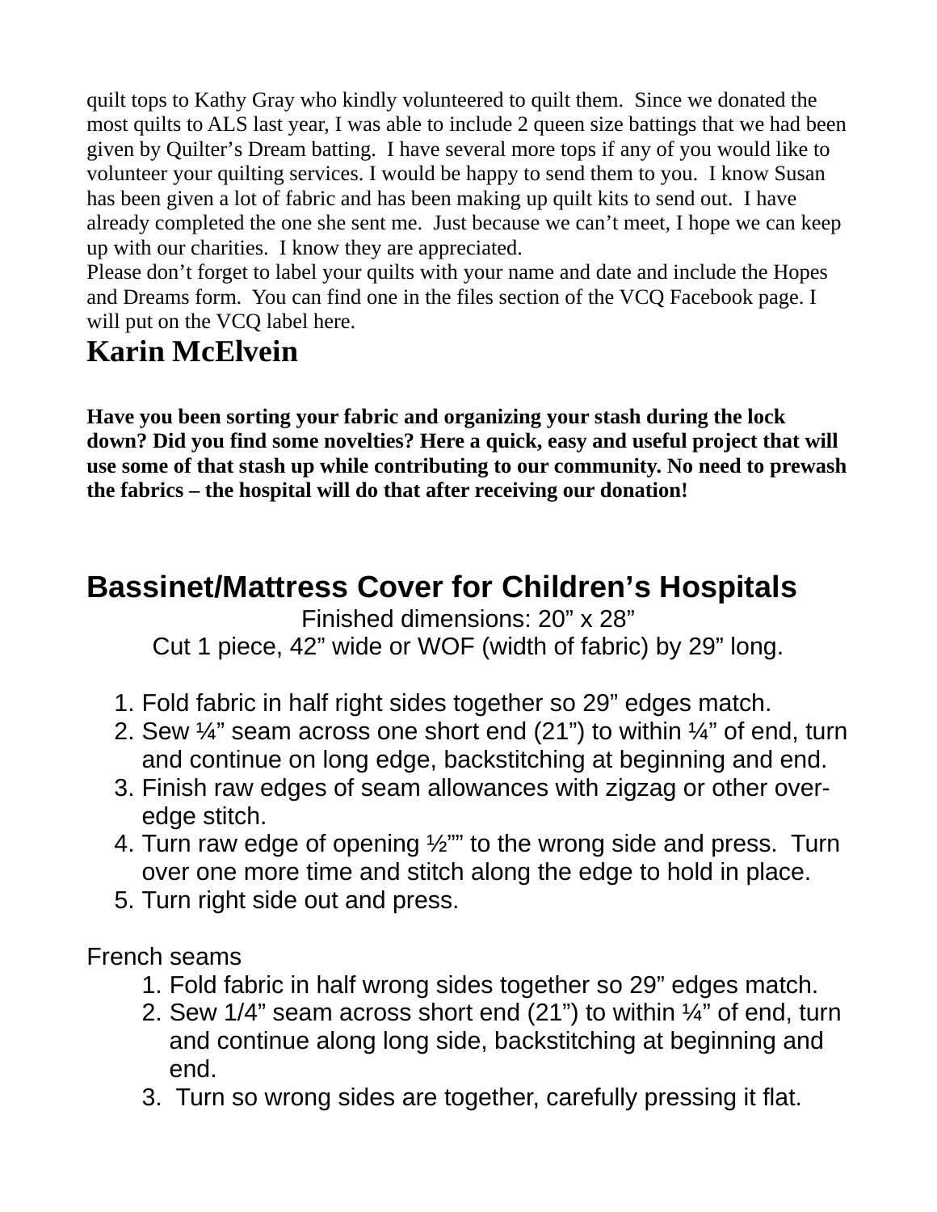quilt tops to Kathy Gray who kindly volunteered to quilt them. Since we donated the most quilts to ALS last year, I was able to include 2 queen size battings that we had been given by Quilter's Dream batting. I have several more tops if any of you would like to volunteer your quilting services. I would be happy to send them to you. I know Susan has been given a lot of fabric and has been making up quilt kits to send out. I have already completed the one she sent me. Just because we can't meet, I hope we can keep up with our charities. I know they are appreciated.

Please don't forget to label your quilts with your name and date and include the Hopes and Dreams form. You can find one in the files section of the VCQ Facebook page. I will put on the VCQ label here.

**Karin McElvein**

**Have you been sorting your fabric and organizing your stash during the lock down? Did you find some novelties? Here a quick, easy and useful project that will use some of that stash up while contributing to our community. No need to prewash the fabrics – the hospital will do that after receiving our donation!**

## Bassinet/Mattress Cover for Children's Hospitals

Finished dimensions: 20" x 28"

Cut 1 piece, 42" wide or WOF (width of fabric) by 29" long.

1. Fold fabric in half right sides together so 29" edges match.
2. Sew ¼" seam across one short end (21") to within ¼" of end, turn and continue on long edge, backstitching at beginning and end.
3. Finish raw edges of seam allowances with zigzag or other over-edge stitch.
4. Turn raw edge of opening ½"" to the wrong side and press. Turn over one more time and stitch along the edge to hold in place.
5. Turn right side out and press.

French seams

1. Fold fabric in half wrong sides together so 29" edges match.
2. Sew 1/4" seam across short end (21") to within ¼" of end, turn and continue along long side, backstitching at beginning and end.
3. Turn so wrong sides are together, carefully pressing it flat.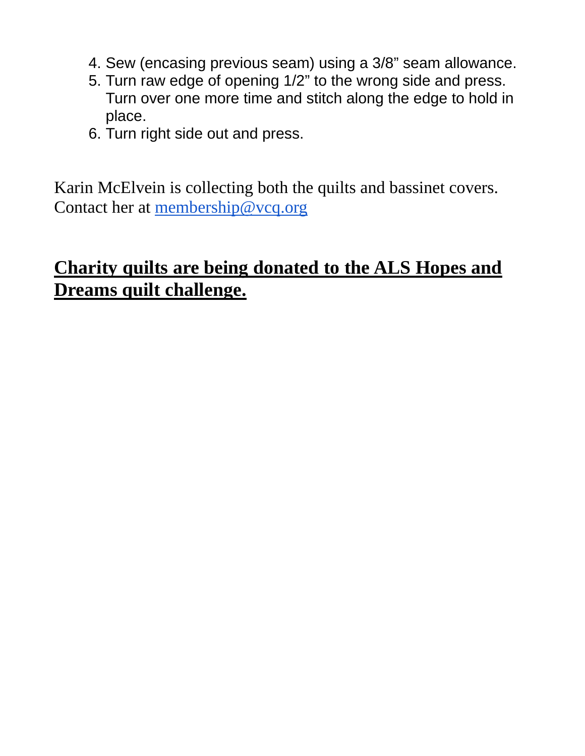4. Sew (encasing previous seam) using a 3/8” seam allowance.
5. Turn raw edge of opening 1/2” to the wrong side and press. Turn over one more time and stitch along the edge to hold in place.
6. Turn right side out and press.

Karin McElvein is collecting both the quilts and bassinet covers. Contact her at membership@vcq.org

**<u>Charity quilts are being donated to the ALS Hopes and Dreams quilt challenge.</u>**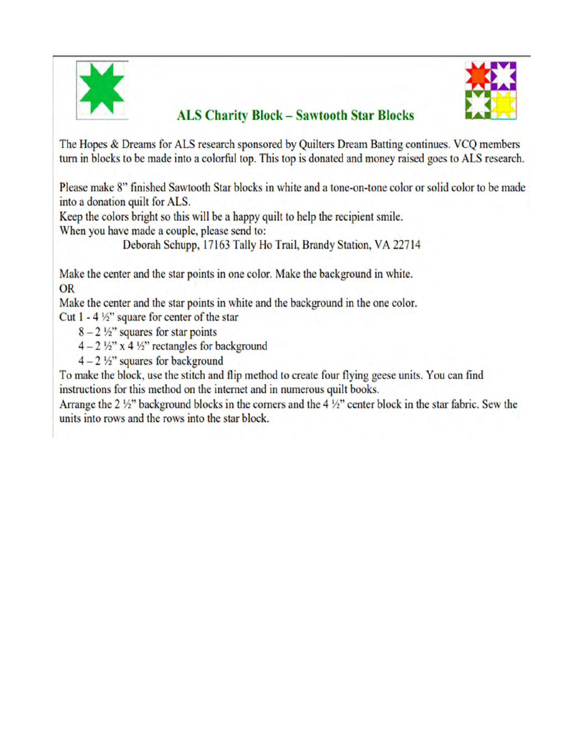## ALS Charity Block – Sawtooth Star Blocks

The Hopes & Dreams for ALS research sponsored by Quilters Dream Batting continues. VCQ members turn in blocks to be made into a colorful top. This top is donated and money raised goes to ALS research.

Please make 8" finished Sawtooth Star blocks in white and a tone-on-tone color or solid color to be made into a donation quilt for ALS.
Keep the colors bright so this will be a happy quilt to help the recipient smile.
When you have made a couple, please send to:

Deborah Schupp, 17163 Tally Ho Trail, Brandy Station, VA 22714

Make the center and the star points in one color. Make the background in white.
OR
Make the center and the star points in white and the background in the one color.
Cut 1 - 4 ½" square for center of the star
- 8 – 2 ½" squares for star points
- 4 – 2 ½" x 4 ½" rectangles for background
- 4 – 2 ½" squares for background

To make the block, use the stitch and flip method to create four flying geese units. You can find instructions for this method on the internet and in numerous quilt books.
Arrange the 2 ½" background blocks in the corners and the 4 ½" center block in the star fabric. Sew the units into rows and the rows into the star block.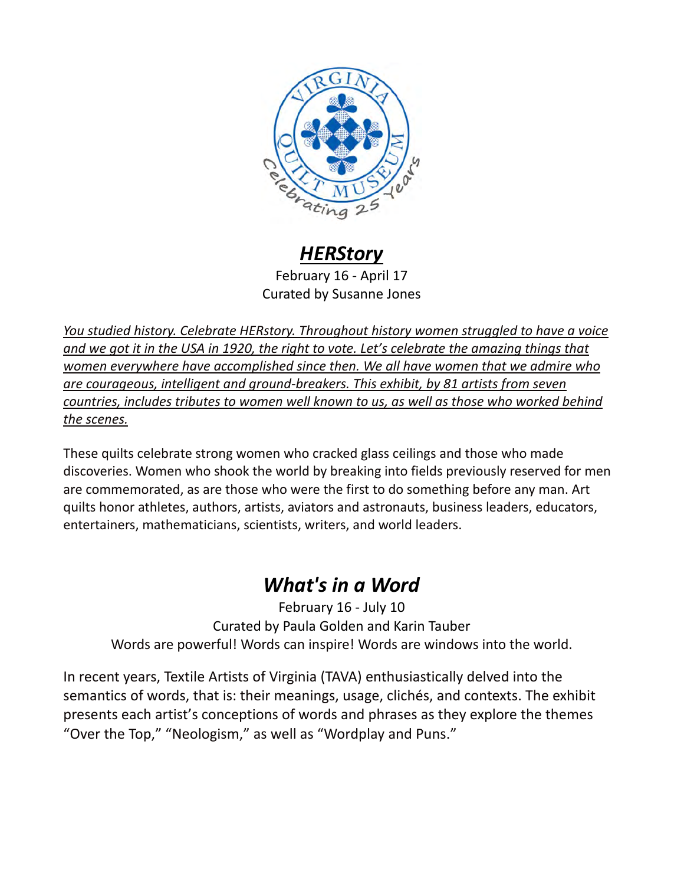# ***HERStory***

February 16 - April 17
Curated by Susanne Jones

*You studied history. Celebrate HERstory. Throughout history women struggled to have a voice and we got it in the USA in 1920, the right to vote. Let's celebrate the amazing things that women everywhere have accomplished since then. We all have women that we admire who are courageous, intelligent and ground-breakers. This exhibit, by 81 artists from seven countries, includes tributes to women well known to us, as well as those who worked behind the scenes.*

These quilts celebrate strong women who cracked glass ceilings and those who made discoveries. Women who shook the world by breaking into fields previously reserved for men are commemorated, as are those who were the first to do something before any man. Art quilts honor athletes, authors, artists, aviators and astronauts, business leaders, educators, entertainers, mathematicians, scientists, writers, and world leaders.

# ***What's in a Word***

February 16 - July 10
Curated by Paula Golden and Karin Tauber
Words are powerful! Words can inspire! Words are windows into the world.

In recent years, Textile Artists of Virginia (TAVA) enthusiastically delved into the semantics of words, that is: their meanings, usage, clichés, and contexts. The exhibit presents each artist's conceptions of words and phrases as they explore the themes "Over the Top," "Neologism," as well as "Wordplay and Puns."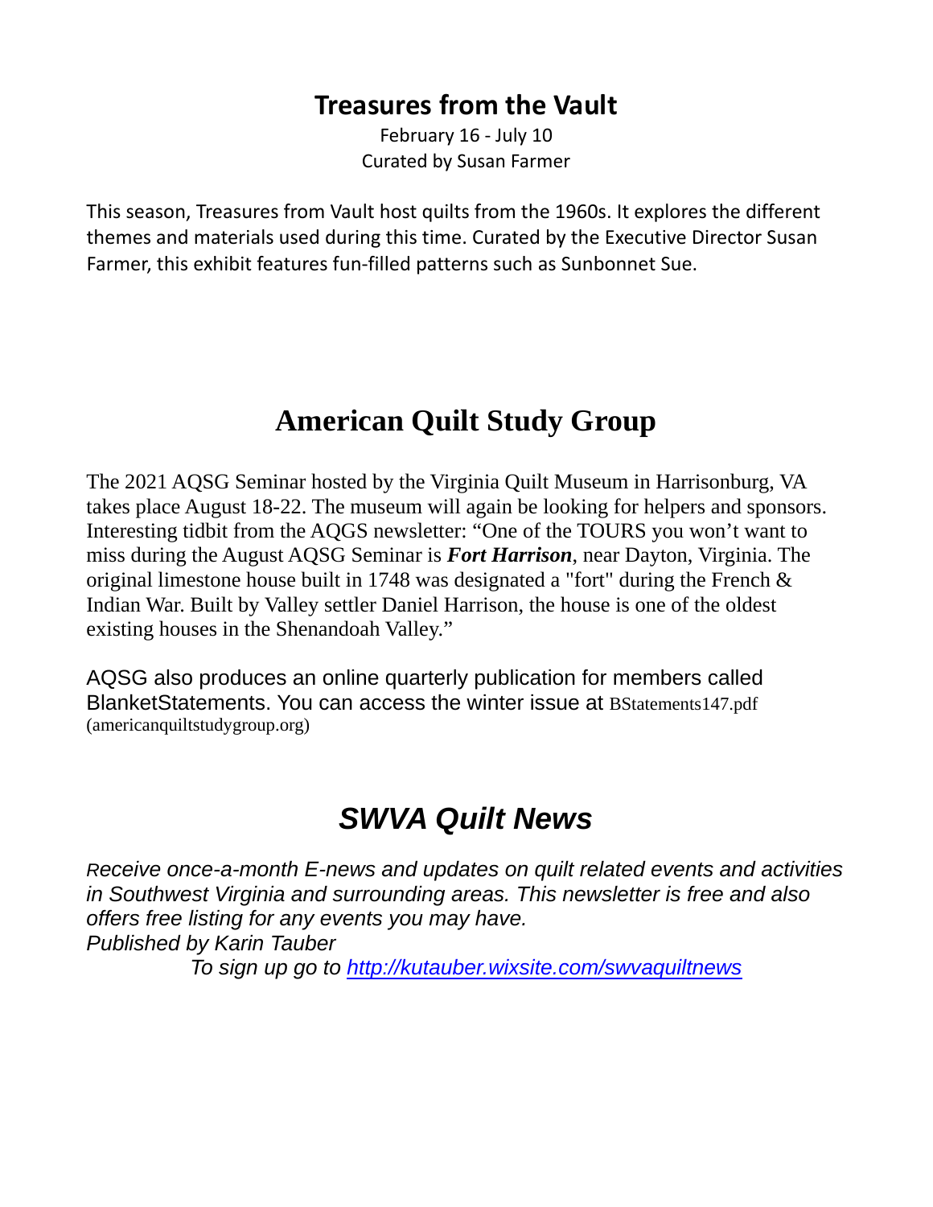## Treasures from the Vault

February 16 - July 10
Curated by Susan Farmer

This season, Treasures from Vault host quilts from the 1960s. It explores the different themes and materials used during this time. Curated by the Executive Director Susan Farmer, this exhibit features fun-filled patterns such as Sunbonnet Sue.

# American Quilt Study Group

The 2021 AQSG Seminar hosted by the Virginia Quilt Museum in Harrisonburg, VA takes place August 18-22. The museum will again be looking for helpers and sponsors. Interesting tidbit from the AQGS newsletter: "One of the TOURS you won't want to miss during the August AQSG Seminar is ***Fort Harrison***, near Dayton, Virginia. The original limestone house built in 1748 was designated a "fort" during the French & Indian War. Built by Valley settler Daniel Harrison, the house is one of the oldest existing houses in the Shenandoah Valley."

AQSG also produces an online quarterly publication for members called BlanketStatements. You can access the winter issue at BStatements147.pdf (americanquiltstudygroup.org)

# *SWVA Quilt News*

*Receive once-a-month E-news and updates on quilt related events and activities in Southwest Virginia and surrounding areas. This newsletter is free and also offers free listing for any events you may have.*
*Published by Karin Tauber*
*To sign up go to [http://kutauber.wixsite.com/swvaquiltnews](http://kutauber.wixsite.com/swvaquiltnews)*